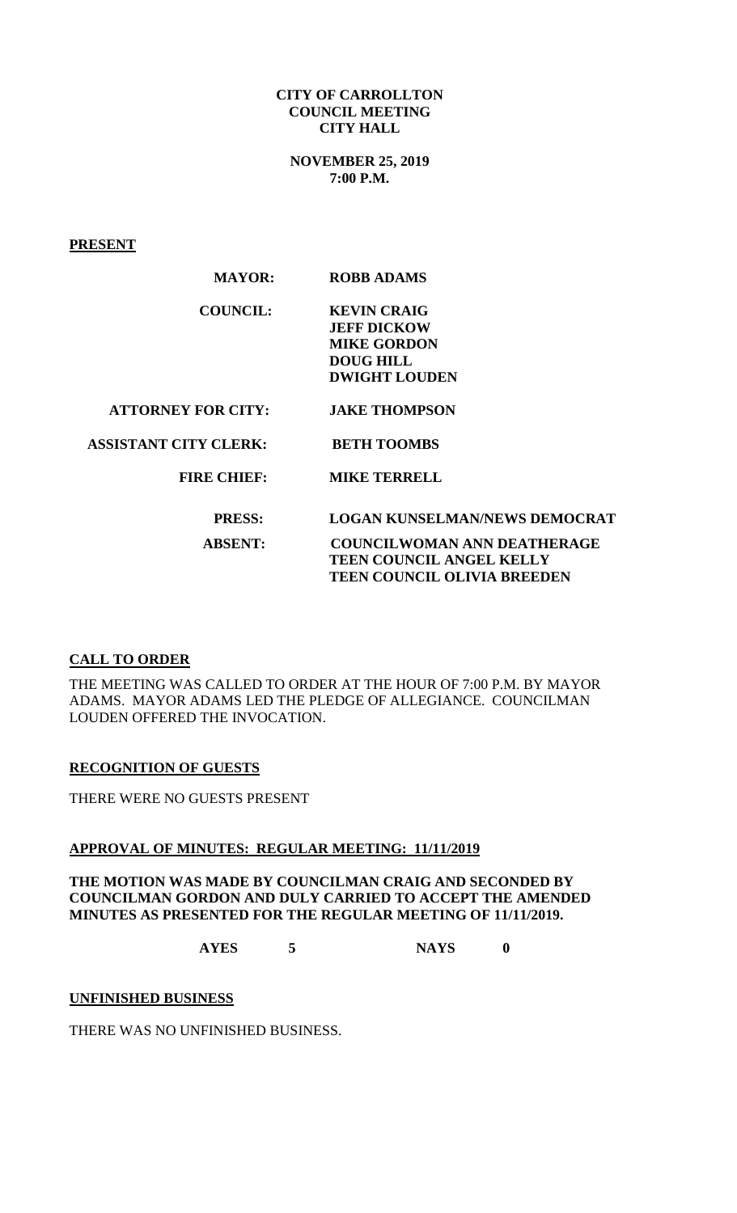**CITY OF CARROLLTON**
**COUNCIL MEETING**
**CITY HALL**

**NOVEMBER 25, 2019**
**7:00 P.M.**

**PRESENT**

| | |
|---|---|
| **MAYOR:** | **ROBB ADAMS** |
| **COUNCIL:** | **KEVIN CRAIG** |
| | **JEFF DICKOW** |
| | **MIKE GORDON** |
| | **DOUG HILL** |
| | **DWIGHT LOUDEN** |
| **ATTORNEY FOR CITY:** | **JAKE THOMPSON** |
| **ASSISTANT CITY CLERK:** | **BETH TOOMBS** |
| **FIRE CHIEF:** | **MIKE TERRELL** |
| **PRESS:** | **LOGAN KUNSELMAN/NEWS DEMOCRAT** |
| **ABSENT:** | **COUNCILWOMAN ANN DEATHERAGE** |
| | **TEEN COUNCIL ANGEL KELLY** |
| | **TEEN COUNCIL OLIVIA BREEDEN** |

**CALL TO ORDER**

THE MEETING WAS CALLED TO ORDER AT THE HOUR OF 7:00 P.M. BY MAYOR ADAMS. MAYOR ADAMS LED THE PLEDGE OF ALLEGIANCE. COUNCILMAN LOUDEN OFFERED THE INVOCATION.

**RECOGNITION OF GUESTS**

THERE WERE NO GUESTS PRESENT

**APPROVAL OF MINUTES: REGULAR MEETING: 11/11/2019**

**THE MOTION WAS MADE BY COUNCILMAN CRAIG AND SECONDED BY COUNCILMAN GORDON AND DULY CARRIED TO ACCEPT THE AMENDED MINUTES AS PRESENTED FOR THE REGULAR MEETING OF 11/11/2019.**

**AYES 5 NAYS 0**

**UNFINISHED BUSINESS**

THERE WAS NO UNFINISHED BUSINESS.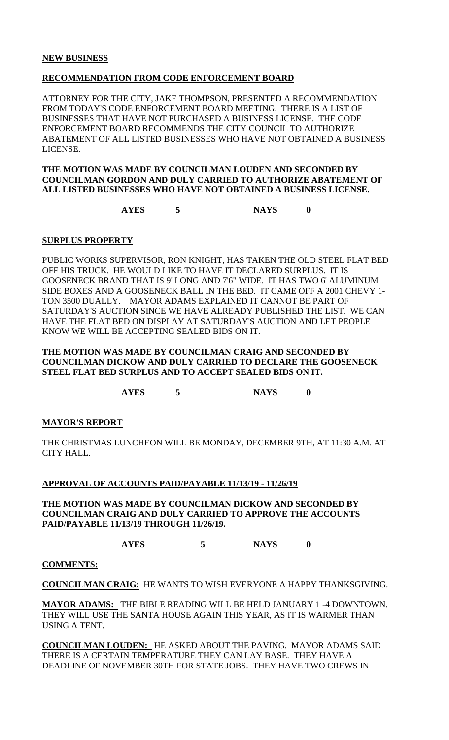**NEW BUSINESS**

**RECOMMENDATION FROM CODE ENFORCEMENT BOARD**

ATTORNEY FOR THE CITY, JAKE THOMPSON, PRESENTED A RECOMMENDATION FROM TODAY'S CODE ENFORCEMENT BOARD MEETING. THERE IS A LIST OF BUSINESSES THAT HAVE NOT PURCHASED A BUSINESS LICENSE. THE CODE ENFORCEMENT BOARD RECOMMENDS THE CITY COUNCIL TO AUTHORIZE ABATEMENT OF ALL LISTED BUSINESSES WHO HAVE NOT OBTAINED A BUSINESS LICENSE.

**THE MOTION WAS MADE BY COUNCILMAN LOUDEN AND SECONDED BY COUNCILMAN GORDON AND DULY CARRIED TO AUTHORIZE ABATEMENT OF ALL LISTED BUSINESSES WHO HAVE NOT OBTAINED A BUSINESS LICENSE.**

**AYES 5 NAYS 0**

**SURPLUS PROPERTY**

PUBLIC WORKS SUPERVISOR, RON KNIGHT, HAS TAKEN THE OLD STEEL FLAT BED OFF HIS TRUCK. HE WOULD LIKE TO HAVE IT DECLARED SURPLUS. IT IS GOOSENECK BRAND THAT IS 9' LONG AND 7'6" WIDE. IT HAS TWO 6' ALUMINUM SIDE BOXES AND A GOOSENECK BALL IN THE BED. IT CAME OFF A 2001 CHEVY 1-TON 3500 DUALLY. MAYOR ADAMS EXPLAINED IT CANNOT BE PART OF SATURDAY'S AUCTION SINCE WE HAVE ALREADY PUBLISHED THE LIST. WE CAN HAVE THE FLAT BED ON DISPLAY AT SATURDAY'S AUCTION AND LET PEOPLE KNOW WE WILL BE ACCEPTING SEALED BIDS ON IT.

**THE MOTION WAS MADE BY COUNCILMAN CRAIG AND SECONDED BY COUNCILMAN DICKOW AND DULY CARRIED TO DECLARE THE GOOSENECK STEEL FLAT BED SURPLUS AND TO ACCEPT SEALED BIDS ON IT.**

**AYES 5 NAYS 0**

**MAYOR'S REPORT**

THE CHRISTMAS LUNCHEON WILL BE MONDAY, DECEMBER 9TH, AT 11:30 A.M. AT CITY HALL.

**APPROVAL OF ACCOUNTS PAID/PAYABLE 11/13/19 - 11/26/19**

**THE MOTION WAS MADE BY COUNCILMAN DICKOW AND SECONDED BY COUNCILMAN CRAIG AND DULY CARRIED TO APPROVE THE ACCOUNTS PAID/PAYABLE 11/13/19 THROUGH 11/26/19.**

**AYES 5 NAYS 0**

**COMMENTS:**

**COUNCILMAN CRAIG:** HE WANTS TO WISH EVERYONE A HAPPY THANKSGIVING.

**MAYOR ADAMS:** THE BIBLE READING WILL BE HELD JANUARY 1 -4 DOWNTOWN. THEY WILL USE THE SANTA HOUSE AGAIN THIS YEAR, AS IT IS WARMER THAN USING A TENT.

**COUNCILMAN LOUDEN:** HE ASKED ABOUT THE PAVING. MAYOR ADAMS SAID THERE IS A CERTAIN TEMPERATURE THEY CAN LAY BASE. THEY HAVE A DEADLINE OF NOVEMBER 30TH FOR STATE JOBS. THEY HAVE TWO CREWS IN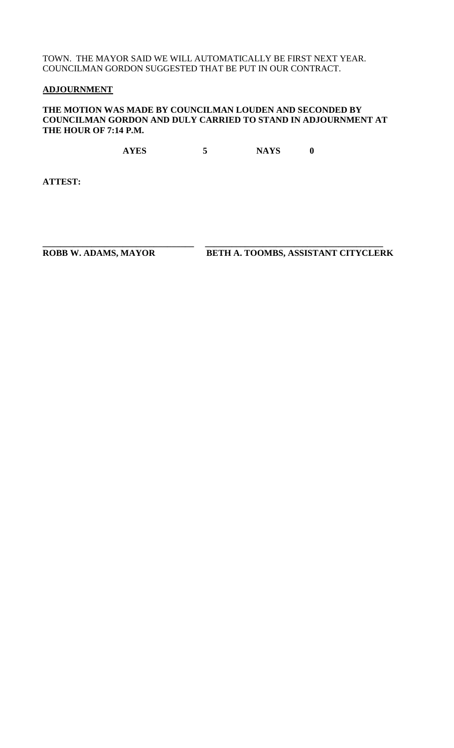TOWN. THE MAYOR SAID WE WILL AUTOMATICALLY BE FIRST NEXT YEAR. COUNCILMAN GORDON SUGGESTED THAT BE PUT IN OUR CONTRACT.

**ADJOURNMENT**

**THE MOTION WAS MADE BY COUNCILMAN LOUDEN AND SECONDED BY COUNCILMAN GORDON AND DULY CARRIED TO STAND IN ADJOURNMENT AT THE HOUR OF 7:14 P.M.**

**AYES 5 NAYS 0**

**ATTEST:**

_______________________________ _____________________________________

**ROBB W. ADAMS, MAYOR** **BETH A. TOOMBS, ASSISTANT CITYCLERK**